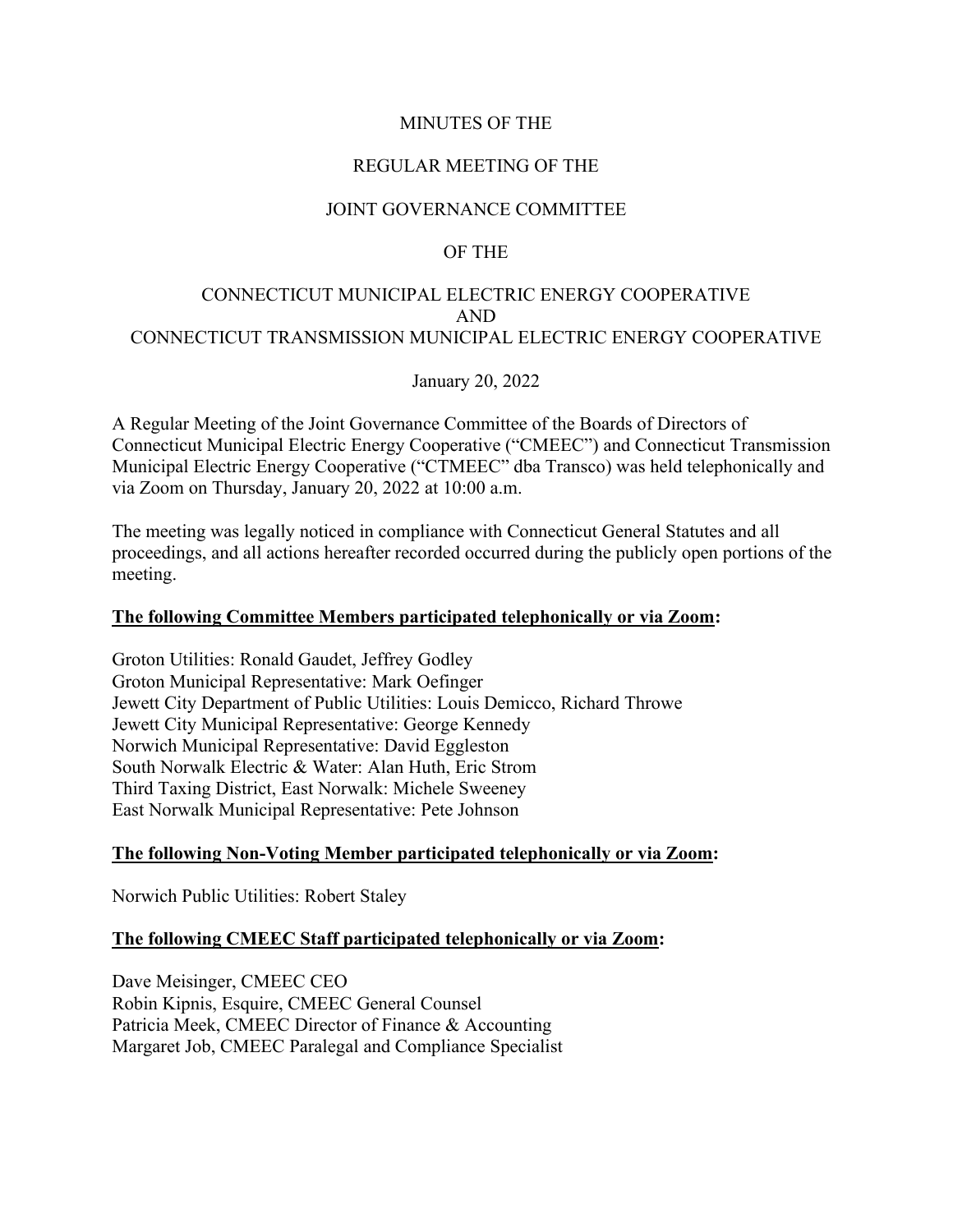MINUTES OF THE

REGULAR MEETING OF THE

JOINT GOVERNANCE COMMITTEE

OF THE

CONNECTICUT MUNICIPAL ELECTRIC ENERGY COOPERATIVE
AND
CONNECTICUT TRANSMISSION MUNICIPAL ELECTRIC ENERGY COOPERATIVE

January 20, 2022

A Regular Meeting of the Joint Governance Committee of the Boards of Directors of Connecticut Municipal Electric Energy Cooperative ("CMEEC") and Connecticut Transmission Municipal Electric Energy Cooperative ("CTMEEC" dba Transco) was held telephonically and via Zoom on Thursday, January 20, 2022 at 10:00 a.m.

The meeting was legally noticed in compliance with Connecticut General Statutes and all proceedings, and all actions hereafter recorded occurred during the publicly open portions of the meeting.

**The following Committee Members participated telephonically or via Zoom:**

Groton Utilities: Ronald Gaudet, Jeffrey Godley
Groton Municipal Representative: Mark Oefinger
Jewett City Department of Public Utilities: Louis Demicco, Richard Throwe
Jewett City Municipal Representative: George Kennedy
Norwich Municipal Representative: David Eggleston
South Norwalk Electric & Water: Alan Huth, Eric Strom
Third Taxing District, East Norwalk: Michele Sweeney
East Norwalk Municipal Representative: Pete Johnson

**The following Non-Voting Member participated telephonically or via Zoom:**

Norwich Public Utilities: Robert Staley

**The following CMEEC Staff participated telephonically or via Zoom:**

Dave Meisinger, CMEEC CEO
Robin Kipnis, Esquire, CMEEC General Counsel
Patricia Meek, CMEEC Director of Finance & Accounting
Margaret Job, CMEEC Paralegal and Compliance Specialist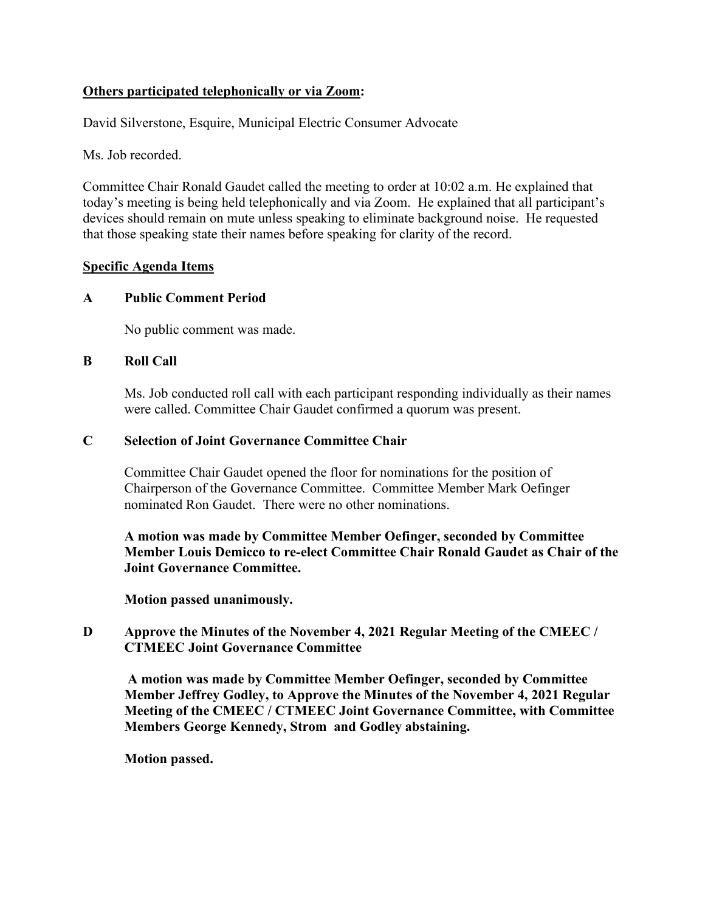**<u>Others participated telephonically or via Zoom</u>:**

David Silverstone, Esquire, Municipal Electric Consumer Advocate

Ms. Job recorded.

Committee Chair Ronald Gaudet called the meeting to order at 10:02 a.m. He explained that today's meeting is being held telephonically and via Zoom. He explained that all participant's devices should remain on mute unless speaking to eliminate background noise. He requested that those speaking state their names before speaking for clarity of the record.

**<u>Specific Agenda Items</u>**

**A Public Comment Period**

No public comment was made.

**B Roll Call**

Ms. Job conducted roll call with each participant responding individually as their names were called. Committee Chair Gaudet confirmed a quorum was present.

**C Selection of Joint Governance Committee Chair**

Committee Chair Gaudet opened the floor for nominations for the position of Chairperson of the Governance Committee. Committee Member Mark Oefinger nominated Ron Gaudet. There were no other nominations.

**A motion was made by Committee Member Oefinger, seconded by Committee Member Louis Demicco to re-elect Committee Chair Ronald Gaudet as Chair of the Joint Governance Committee.**

**Motion passed unanimously.**

**D Approve the Minutes of the November 4, 2021 Regular Meeting of the CMEEC / CTMEEC Joint Governance Committee**

**A motion was made by Committee Member Oefinger, seconded by Committee Member Jeffrey Godley, to Approve the Minutes of the November 4, 2021 Regular Meeting of the CMEEC / CTMEEC Joint Governance Committee, with Committee Members George Kennedy, Strom and Godley abstaining.**

**Motion passed.**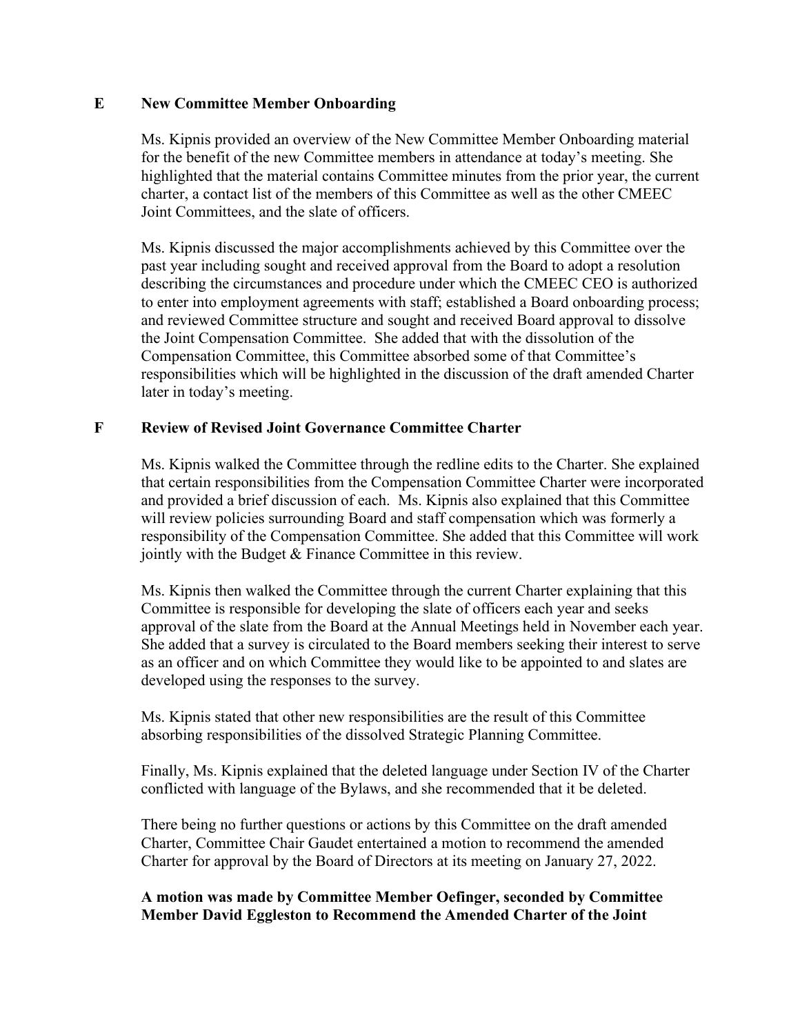## E New Committee Member Onboarding

Ms. Kipnis provided an overview of the New Committee Member Onboarding material for the benefit of the new Committee members in attendance at today's meeting. She highlighted that the material contains Committee minutes from the prior year, the current charter, a contact list of the members of this Committee as well as the other CMEEC Joint Committees, and the slate of officers.

Ms. Kipnis discussed the major accomplishments achieved by this Committee over the past year including sought and received approval from the Board to adopt a resolution describing the circumstances and procedure under which the CMEEC CEO is authorized to enter into employment agreements with staff; established a Board onboarding process; and reviewed Committee structure and sought and received Board approval to dissolve the Joint Compensation Committee. She added that with the dissolution of the Compensation Committee, this Committee absorbed some of that Committee's responsibilities which will be highlighted in the discussion of the draft amended Charter later in today's meeting.

## F Review of Revised Joint Governance Committee Charter

Ms. Kipnis walked the Committee through the redline edits to the Charter. She explained that certain responsibilities from the Compensation Committee Charter were incorporated and provided a brief discussion of each. Ms. Kipnis also explained that this Committee will review policies surrounding Board and staff compensation which was formerly a responsibility of the Compensation Committee. She added that this Committee will work jointly with the Budget & Finance Committee in this review.

Ms. Kipnis then walked the Committee through the current Charter explaining that this Committee is responsible for developing the slate of officers each year and seeks approval of the slate from the Board at the Annual Meetings held in November each year. She added that a survey is circulated to the Board members seeking their interest to serve as an officer and on which Committee they would like to be appointed to and slates are developed using the responses to the survey.

Ms. Kipnis stated that other new responsibilities are the result of this Committee absorbing responsibilities of the dissolved Strategic Planning Committee.

Finally, Ms. Kipnis explained that the deleted language under Section IV of the Charter conflicted with language of the Bylaws, and she recommended that it be deleted.

There being no further questions or actions by this Committee on the draft amended Charter, Committee Chair Gaudet entertained a motion to recommend the amended Charter for approval by the Board of Directors at its meeting on January 27, 2022.

**A motion was made by Committee Member Oefinger, seconded by Committee Member David Eggleston to Recommend the Amended Charter of the Joint**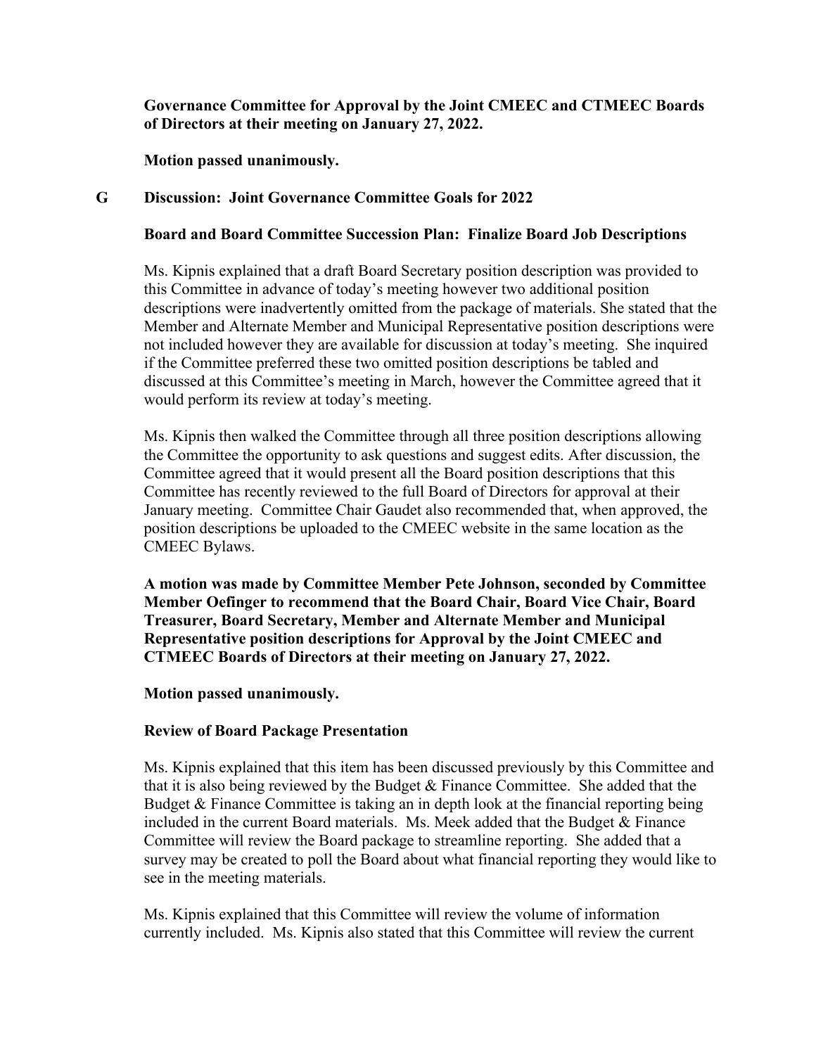**Governance Committee for Approval by the Joint CMEEC and CTMEEC Boards of Directors at their meeting on January 27, 2022.**

**Motion passed unanimously.**

## G Discussion: Joint Governance Committee Goals for 2022

### Board and Board Committee Succession Plan: Finalize Board Job Descriptions

Ms. Kipnis explained that a draft Board Secretary position description was provided to this Committee in advance of today's meeting however two additional position descriptions were inadvertently omitted from the package of materials. She stated that the Member and Alternate Member and Municipal Representative position descriptions were not included however they are available for discussion at today's meeting. She inquired if the Committee preferred these two omitted position descriptions be tabled and discussed at this Committee's meeting in March, however the Committee agreed that it would perform its review at today's meeting.

Ms. Kipnis then walked the Committee through all three position descriptions allowing the Committee the opportunity to ask questions and suggest edits. After discussion, the Committee agreed that it would present all the Board position descriptions that this Committee has recently reviewed to the full Board of Directors for approval at their January meeting. Committee Chair Gaudet also recommended that, when approved, the position descriptions be uploaded to the CMEEC website in the same location as the CMEEC Bylaws.

**A motion was made by Committee Member Pete Johnson, seconded by Committee Member Oefinger to recommend that the Board Chair, Board Vice Chair, Board Treasurer, Board Secretary, Member and Alternate Member and Municipal Representative position descriptions for Approval by the Joint CMEEC and CTMEEC Boards of Directors at their meeting on January 27, 2022.**

**Motion passed unanimously.**

### Review of Board Package Presentation

Ms. Kipnis explained that this item has been discussed previously by this Committee and that it is also being reviewed by the Budget & Finance Committee. She added that the Budget & Finance Committee is taking an in depth look at the financial reporting being included in the current Board materials. Ms. Meek added that the Budget & Finance Committee will review the Board package to streamline reporting. She added that a survey may be created to poll the Board about what financial reporting they would like to see in the meeting materials.

Ms. Kipnis explained that this Committee will review the volume of information currently included. Ms. Kipnis also stated that this Committee will review the current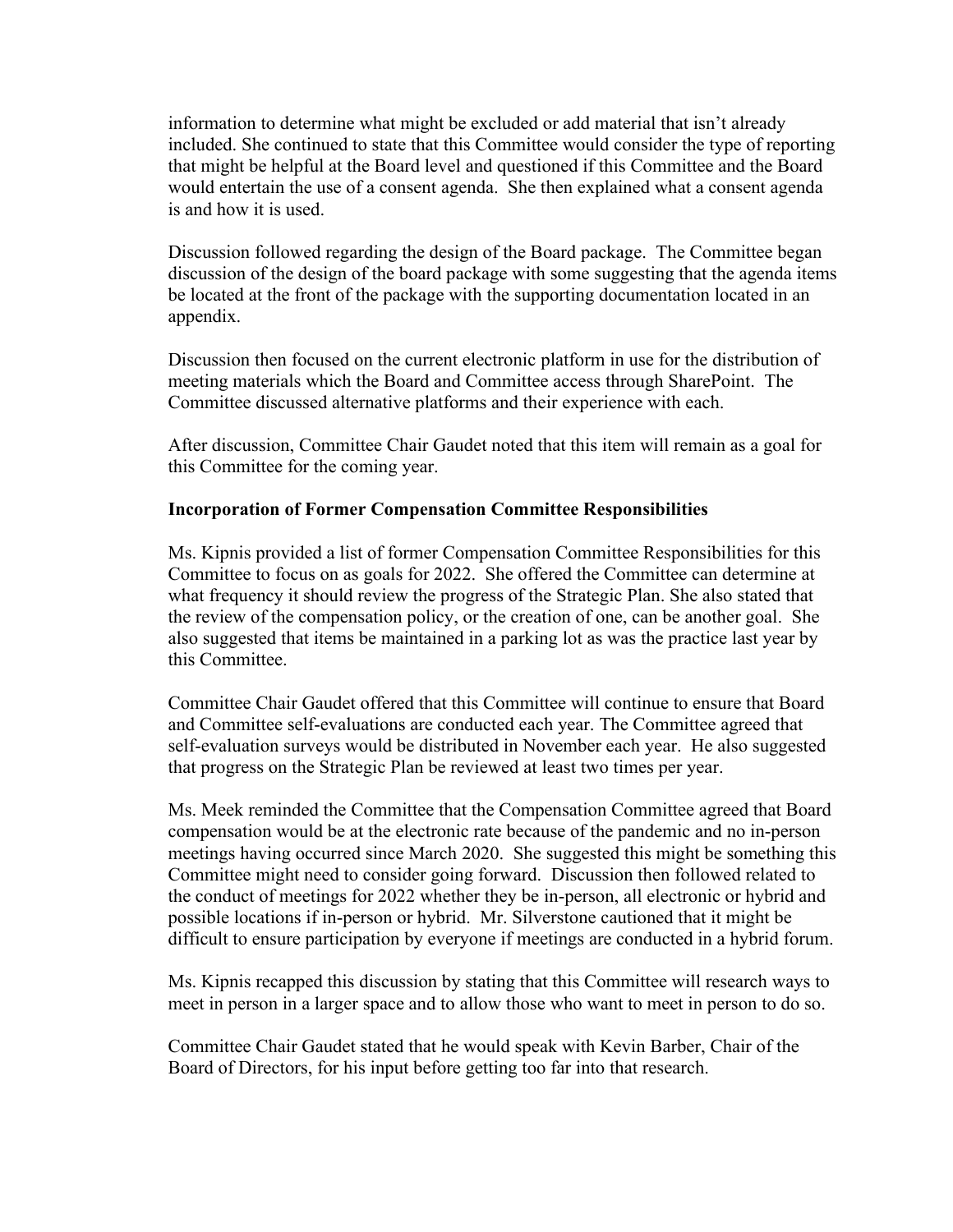information to determine what might be excluded or add material that isn't already included. She continued to state that this Committee would consider the type of reporting that might be helpful at the Board level and questioned if this Committee and the Board would entertain the use of a consent agenda. She then explained what a consent agenda is and how it is used.

Discussion followed regarding the design of the Board package. The Committee began discussion of the design of the board package with some suggesting that the agenda items be located at the front of the package with the supporting documentation located in an appendix.

Discussion then focused on the current electronic platform in use for the distribution of meeting materials which the Board and Committee access through SharePoint. The Committee discussed alternative platforms and their experience with each.

After discussion, Committee Chair Gaudet noted that this item will remain as a goal for this Committee for the coming year.

**Incorporation of Former Compensation Committee Responsibilities**

Ms. Kipnis provided a list of former Compensation Committee Responsibilities for this Committee to focus on as goals for 2022. She offered the Committee can determine at what frequency it should review the progress of the Strategic Plan. She also stated that the review of the compensation policy, or the creation of one, can be another goal. She also suggested that items be maintained in a parking lot as was the practice last year by this Committee.

Committee Chair Gaudet offered that this Committee will continue to ensure that Board and Committee self-evaluations are conducted each year. The Committee agreed that self-evaluation surveys would be distributed in November each year. He also suggested that progress on the Strategic Plan be reviewed at least two times per year.

Ms. Meek reminded the Committee that the Compensation Committee agreed that Board compensation would be at the electronic rate because of the pandemic and no in-person meetings having occurred since March 2020. She suggested this might be something this Committee might need to consider going forward. Discussion then followed related to the conduct of meetings for 2022 whether they be in-person, all electronic or hybrid and possible locations if in-person or hybrid. Mr. Silverstone cautioned that it might be difficult to ensure participation by everyone if meetings are conducted in a hybrid forum.

Ms. Kipnis recapped this discussion by stating that this Committee will research ways to meet in person in a larger space and to allow those who want to meet in person to do so.

Committee Chair Gaudet stated that he would speak with Kevin Barber, Chair of the Board of Directors, for his input before getting too far into that research.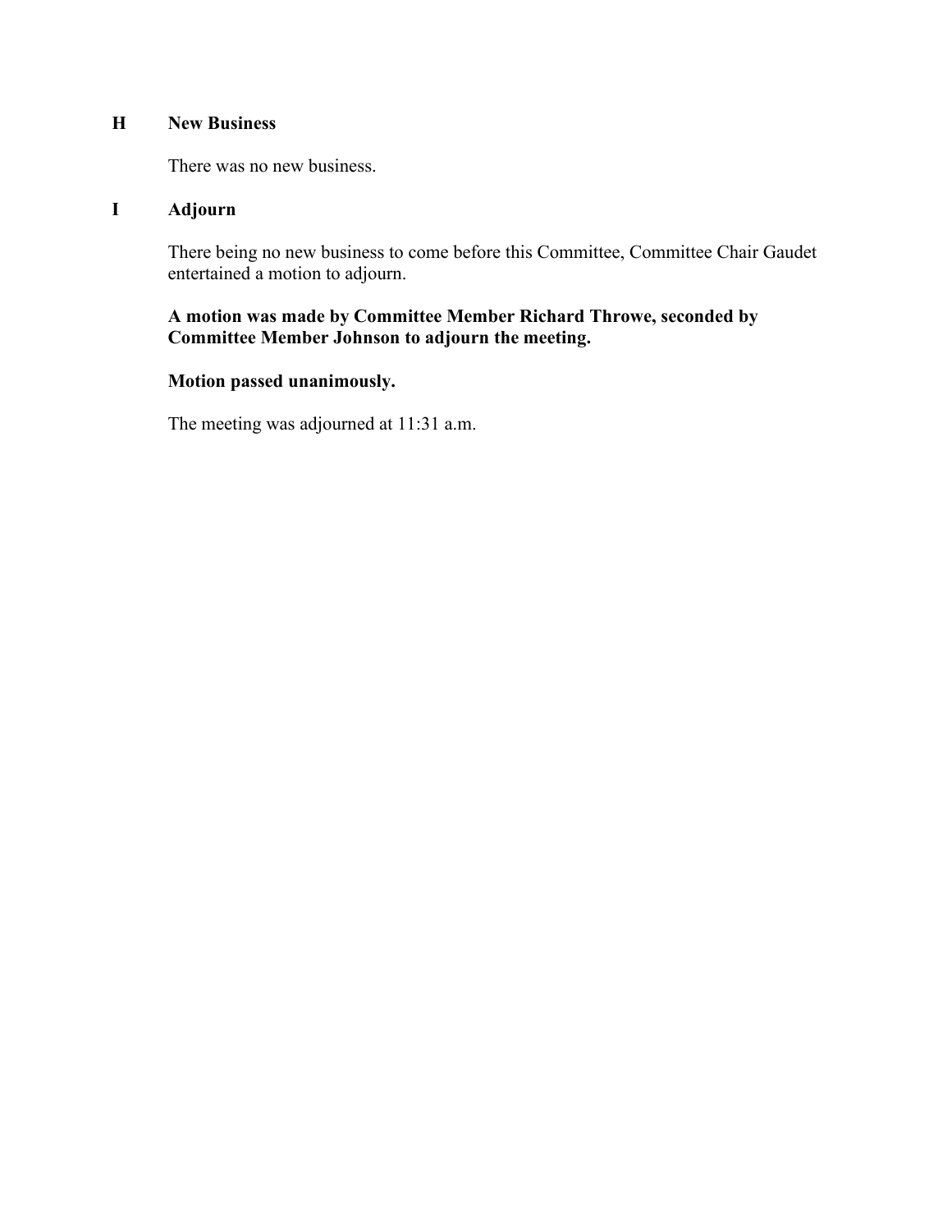## H New Business

There was no new business.

## I Adjourn

There being no new business to come before this Committee, Committee Chair Gaudet entertained a motion to adjourn.

**A motion was made by Committee Member Richard Throwe, seconded by Committee Member Johnson to adjourn the meeting.**

**Motion passed unanimously.**

The meeting was adjourned at 11:31 a.m.